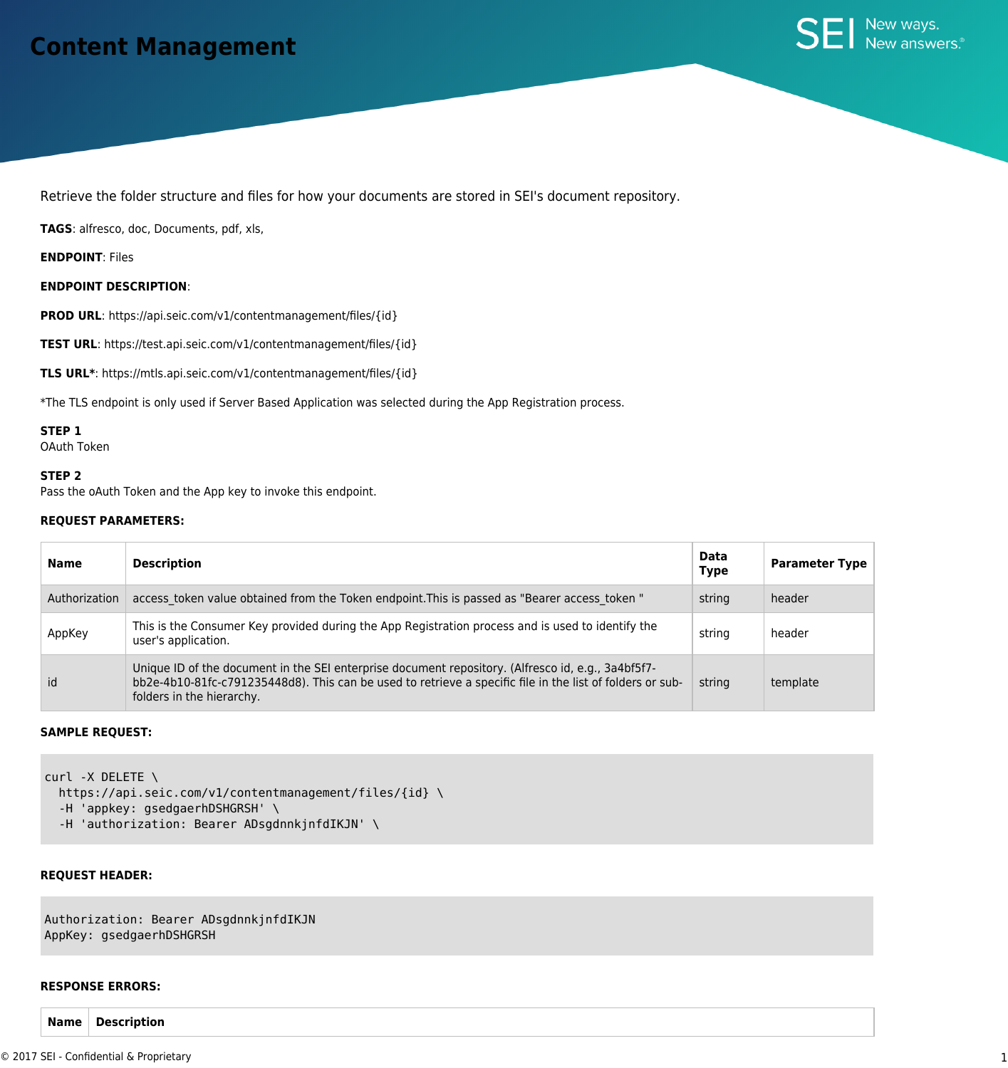# Content Management

Retrieve the folder structure and files for how your documents are stored in SEI's document repository.

**TAGS**: alfresco, doc, Documents, pdf, xls,

**ENDPOINT**: Files

**ENDPOINT DESCRIPTION**:

**PROD URL**: https://api.seic.com/v1/contentmanagement/files/{id}

**TEST URL**: https://test.api.seic.com/v1/contentmanagement/files/{id}

**TLS URL***: https://mtls.api.seic.com/v1/contentmanagement/files/{id}

*The TLS endpoint is only used if Server Based Application was selected during the App Registration process.

**STEP 1**
OAuth Token

**STEP 2**
Pass the oAuth Token and the App key to invoke this endpoint.

**REQUEST PARAMETERS:**

| Name | Description | Data Type | Parameter Type |
| --- | --- | --- | --- |
| Authorization | access_token value obtained from the Token endpoint.This is passed as "Bearer access_token " | string | header |
| AppKey | This is the Consumer Key provided during the App Registration process and is used to identify the user's application. | string | header |
| id | Unique ID of the document in the SEI enterprise document repository. (Alfresco id, e.g., 3a4bf5f7-bb2e-4b10-81fc-c791235448d8). This can be used to retrieve a specific file in the list of folders or sub-folders in the hierarchy. | string | template |

**SAMPLE REQUEST:**

```
curl -X DELETE \
  https://api.seic.com/v1/contentmanagement/files/{id} \
  -H 'appkey: gsedgaerhDSHGRSH' \
  -H 'authorization: Bearer ADsgdnnkjnfdIKJN' \
```

**REQUEST HEADER:**

```
Authorization: Bearer ADsgdnnkjnfdIKJN
AppKey: gsedgaerhDSHGRSH
```

**RESPONSE ERRORS:**

| Name | Description |
| --- | --- |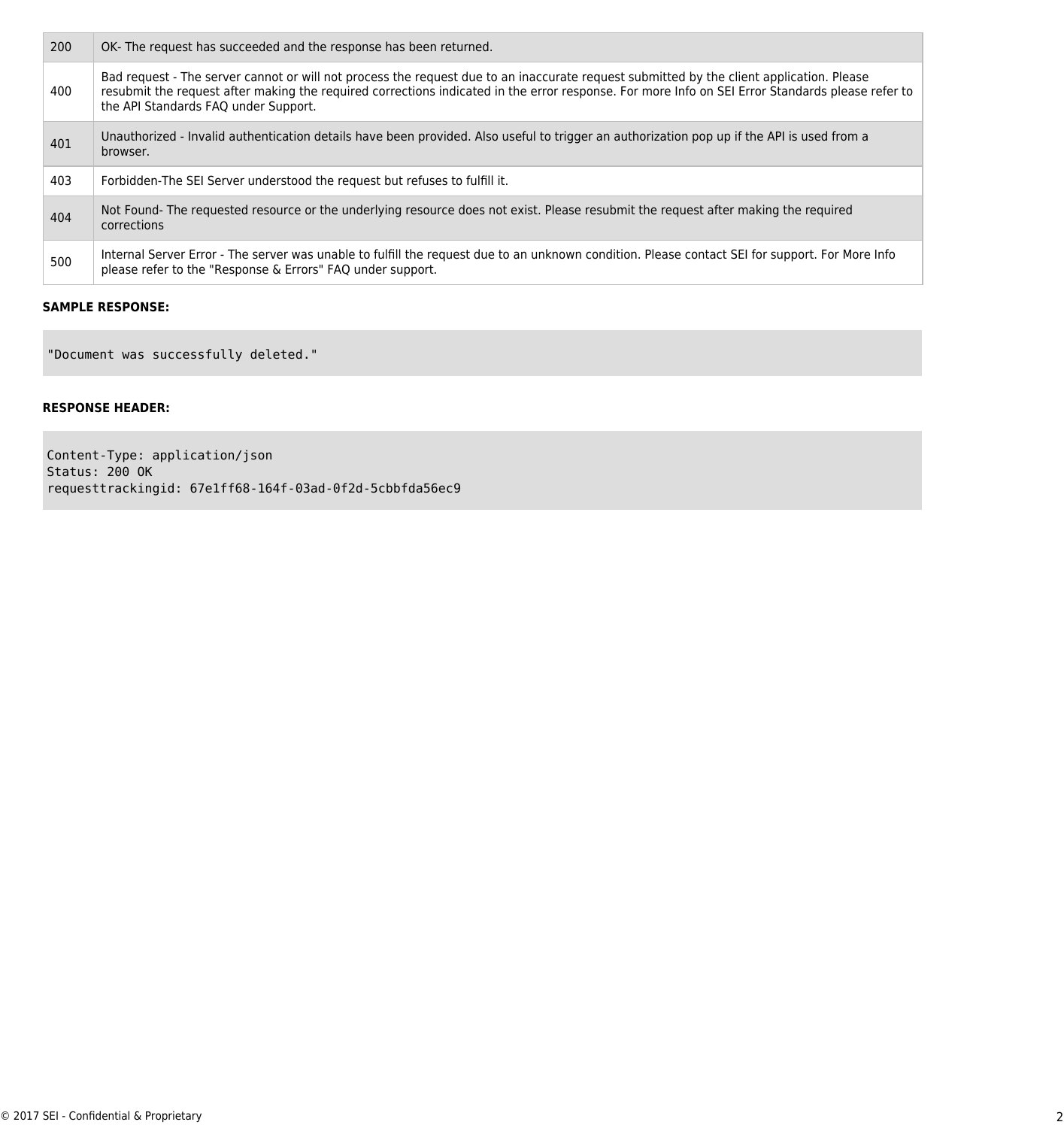| | |
|---|---|
| 200 | OK- The request has succeeded and the response has been returned. |
| 400 | Bad request - The server cannot or will not process the request due to an inaccurate request submitted by the client application. Please resubmit the request after making the required corrections indicated in the error response. For more Info on SEI Error Standards please refer to the API Standards FAQ under Support. |
| 401 | Unauthorized - Invalid authentication details have been provided. Also useful to trigger an authorization pop up if the API is used from a browser. |
| 403 | Forbidden-The SEI Server understood the request but refuses to fulfill it. |
| 404 | Not Found- The requested resource or the underlying resource does not exist. Please resubmit the request after making the required corrections |
| 500 | Internal Server Error - The server was unable to fulfill the request due to an unknown condition. Please contact SEI for support. For More Info please refer to the "Response & Errors" FAQ under support. |

**SAMPLE RESPONSE:**

```
"Document was successfully deleted."
```

**RESPONSE HEADER:**

```
Content-Type: application/json
Status: 200 OK
requesttrackingid: 67e1ff68-164f-03ad-0f2d-5cbbfda56ec9
```